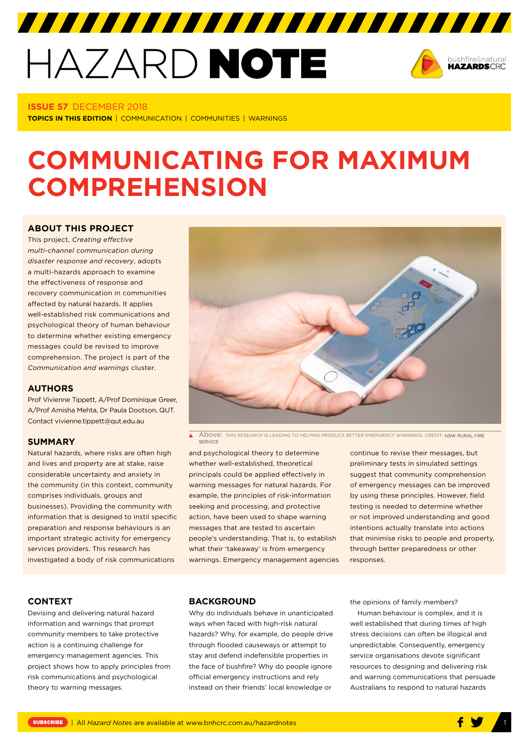# HAZARD NOTE

**ISSUE 57** DECEMBER 2018

**TOPICS IN THIS EDITION** | COMMUNICATION | COMMUNITIES | WARNINGS

# COMMUNICATING FOR MAXIMUM COMPREHENSION

## ABOUT THIS PROJECT

This project, *Creating effective multi-channel communication during disaster response and recovery*, adopts a multi-hazards approach to examine the effectiveness of response and recovery communication in communities affected by natural hazards. It applies well-established risk communications and psychological theory of human behaviour to determine whether existing emergency messages could be revised to improve comprehension. The project is part of the *Communication and warnings* cluster.

## AUTHORS

Prof Vivienne Tippett, A/Prof Dominique Greer, A/Prof Amisha Mehta, Dr Paula Dootson, QUT. Contact vivienne.tippett@qut.edu.au

Above: THIS RESEARCH IS LEADING TO HELPING PRODUCE BETTER EMERGENCY WARNINGS. CREDIT: NSW RURAL FIRE SERVICE

## SUMMARY

Natural hazards, where risks are often high and lives and property are at stake, raise considerable uncertainty and anxiety in the community (in this context, community comprises individuals, groups and businesses). Providing the community with information that is designed to instil specific preparation and response behaviours is an important strategic activity for emergency services providers. This research has investigated a body of risk communications and psychological theory to determine whether well-established, theoretical principals could be applied effectively in warning messages for natural hazards. For example, the principles of risk-information seeking and processing, and protective action, have been used to shape warning messages that are tested to ascertain people's understanding. That is, to establish what their 'takeaway' is from emergency warnings. Emergency management agencies continue to revise their messages, but preliminary tests in simulated settings suggest that community comprehension of emergency messages can be improved by using these principles. However, field testing is needed to determine whether or not improved understanding and good intentions actually translate into actions that minimise risks to people and property, through better preparedness or other responses.

## CONTEXT

Devising and delivering natural hazard information and warnings that prompt community members to take protective action is a continuing challenge for emergency management agencies. This project shows how to apply principles from risk communications and psychological theory to warning messages.

## BACKGROUND

Why do individuals behave in unanticipated ways when faced with high-risk natural hazards? Why, for example, do people drive through flooded causeways or attempt to stay and defend indefensible properties in the face of bushfire? Why do people ignore official emergency instructions and rely instead on their friends' local knowledge or the opinions of family members?

Human behaviour is complex, and it is well established that during times of high stress decisions can often be illogical and unpredictable. Consequently, emergency service organisations devote significant resources to designing and delivering risk and warning communications that persuade Australians to respond to natural hazards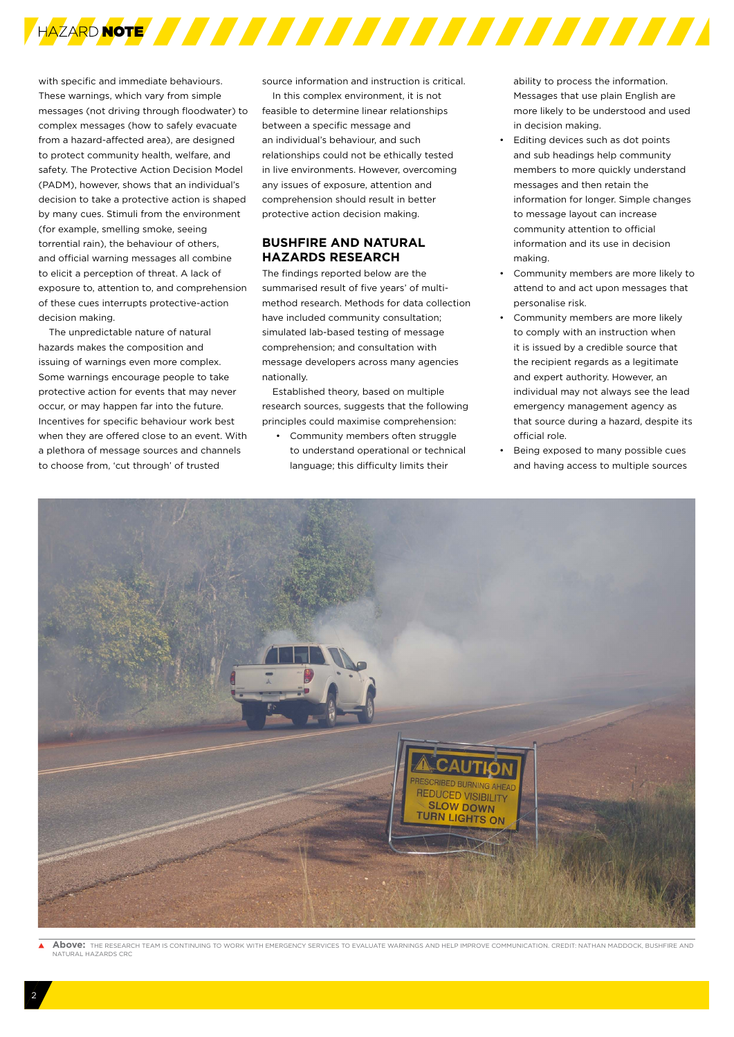with specific and immediate behaviours. These warnings, which vary from simple messages (not driving through floodwater) to complex messages (how to safely evacuate from a hazard-affected area), are designed to protect community health, welfare, and safety. The Protective Action Decision Model (PADM), however, shows that an individual's decision to take a protective action is shaped by many cues. Stimuli from the environment (for example, smelling smoke, seeing torrential rain), the behaviour of others, and official warning messages all combine to elicit a perception of threat. A lack of exposure to, attention to, and comprehension of these cues interrupts protective-action decision making.

The unpredictable nature of natural hazards makes the composition and issuing of warnings even more complex. Some warnings encourage people to take protective action for events that may never occur, or may happen far into the future. Incentives for specific behaviour work best when they are offered close to an event. With a plethora of message sources and channels to choose from, 'cut through' of trusted source information and instruction is critical.

In this complex environment, it is not feasible to determine linear relationships between a specific message and an individual's behaviour, and such relationships could not be ethically tested in live environments. However, overcoming any issues of exposure, attention and comprehension should result in better protective action decision making.

## BUSHFIRE AND NATURAL HAZARDS RESEARCH

The findings reported below are the summarised result of five years' of multi-method research. Methods for data collection have included community consultation; simulated lab-based testing of message comprehension; and consultation with message developers across many agencies nationally.

Established theory, based on multiple research sources, suggests that the following principles could maximise comprehension:

- Community members often struggle to understand operational or technical language; this difficulty limits their ability to process the information. Messages that use plain English are more likely to be understood and used in decision making.
- Editing devices such as dot points and sub headings help community members to more quickly understand messages and then retain the information for longer. Simple changes to message layout can increase community attention to official information and its use in decision making.
- Community members are more likely to attend to and act upon messages that personalise risk.
- Community members are more likely to comply with an instruction when it is issued by a credible source that the recipient regards as a legitimate and expert authority. However, an individual may not always see the lead emergency management agency as that source during a hazard, despite its official role.
- Being exposed to many possible cues and having access to multiple sources

**Above:** THE RESEARCH TEAM IS CONTINUING TO WORK WITH EMERGENCY SERVICES TO EVALUATE WARNINGS AND HELP IMPROVE COMMUNICATION. CREDIT: NATHAN MADDOCK, BUSHFIRE AND NATURAL HAZARDS CRC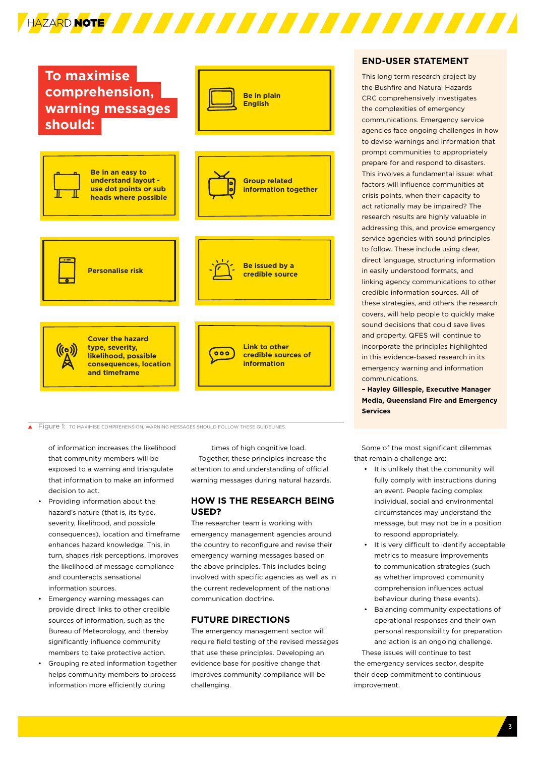## To maximise comprehension, warning messages should:

- Be in plain English
- Be in an easy to understand layout - use dot points or sub heads where possible
- Group related information together
- Personalise risk
- Be issued by a credible source
- Cover the hazard type, severity, likelihood, possible consequences, location and timeframe
- Link to other credible sources of information

Figure 1: TO MAXIMISE COMPREHENSION, WARNING MESSAGES SHOULD FOLLOW THESE GUIDELINES.

## END-USER STATEMENT

This long term research project by the Bushfire and Natural Hazards CRC comprehensively investigates the complexities of emergency communications. Emergency service agencies face ongoing challenges in how to devise warnings and information that prompt communities to appropriately prepare for and respond to disasters. This involves a fundamental issue: what factors will influence communities at crisis points, when their capacity to act rationally may be impaired? The research results are highly valuable in addressing this, and provide emergency service agencies with sound principles to follow. These include using clear, direct language, structuring information in easily understood formats, and linking agency communications to other credible information sources. All of these strategies, and others the research covers, will help people to quickly make sound decisions that could save lives and property. QFES will continue to incorporate the principles highlighted in this evidence-based research in its emergency warning and information communications.

**– Hayley Gillespie, Executive Manager Media, Queensland Fire and Emergency Services**

of information increases the likelihood that community members will be exposed to a warning and triangulate that information to make an informed decision to act.

- Providing information about the hazard's nature (that is, its type, severity, likelihood, and possible consequences), location and timeframe enhances hazard knowledge. This, in turn, shapes risk perceptions, improves the likelihood of message compliance and counteracts sensational information sources.
- Emergency warning messages can provide direct links to other credible sources of information, such as the Bureau of Meteorology, and thereby significantly influence community members to take protective action.
- Grouping related information together helps community members to process information more efficiently during times of high cognitive load.

Together, these principles increase the attention to and understanding of official warning messages during natural hazards.

## HOW IS THE RESEARCH BEING USED?

The researcher team is working with emergency management agencies around the country to reconfigure and revise their emergency warning messages based on the above principles. This includes being involved with specific agencies as well as in the current redevelopment of the national communication doctrine.

## FUTURE DIRECTIONS

The emergency management sector will require field testing of the revised messages that use these principles. Developing an evidence base for positive change that improves community compliance will be challenging.

Some of the most significant dilemmas that remain a challenge are:

- It is unlikely that the community will fully comply with instructions during an event. People facing complex individual, social and environmental circumstances may understand the message, but may not be in a position to respond appropriately.
- It is very difficult to identify acceptable metrics to measure improvements to communication strategies (such as whether improved community comprehension influences actual behaviour during these events).
- Balancing community expectations of operational responses and their own personal responsibility for preparation and action is an ongoing challenge.

These issues will continue to test the emergency services sector, despite their deep commitment to continuous improvement.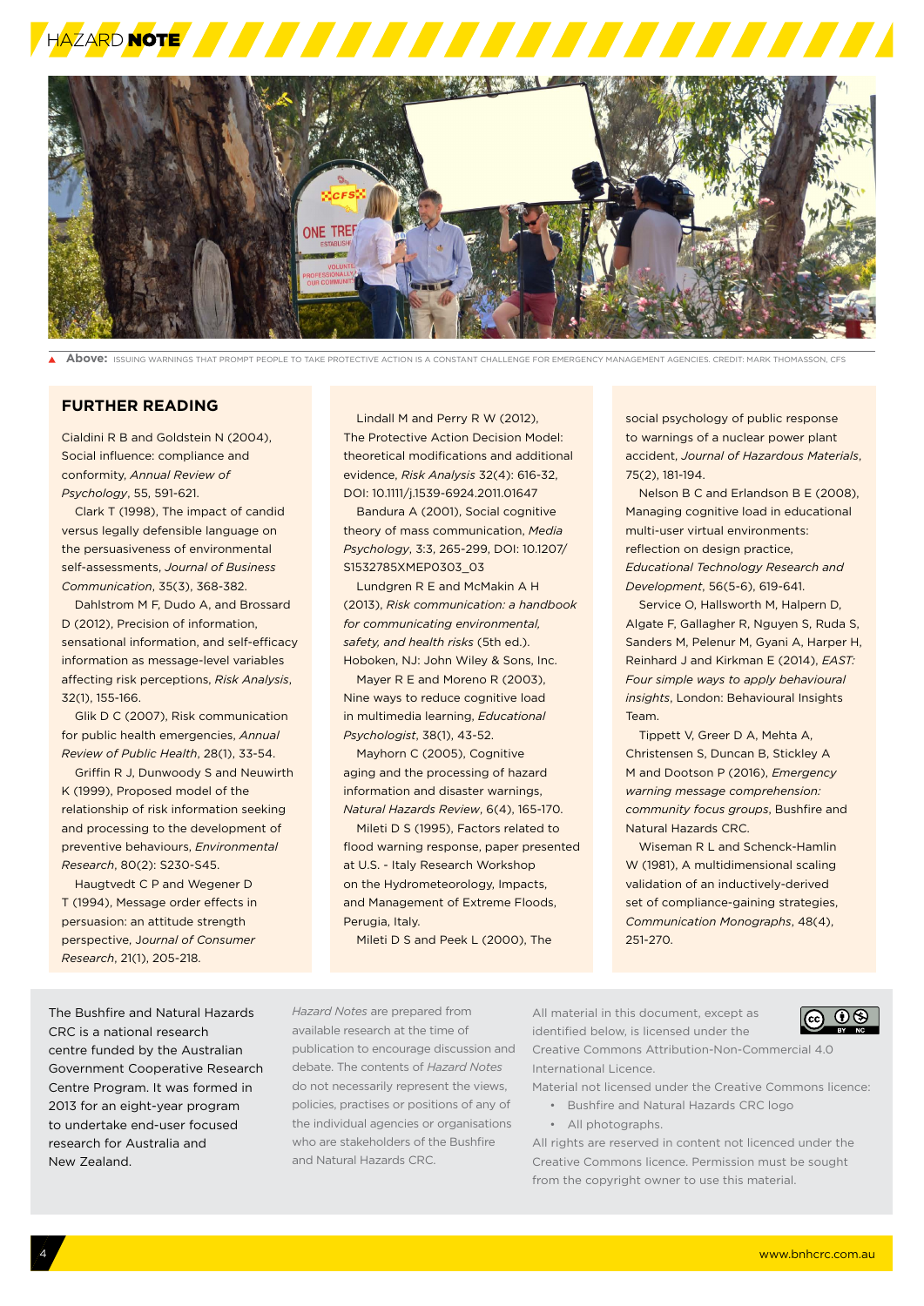Above: ISSUING WARNINGS THAT PROMPT PEOPLE TO TAKE PROTECTIVE ACTION IS A CONSTANT CHALLENGE FOR EMERGENCY MANAGEMENT AGENCIES. CREDIT: MARK THOMASSON, CFS

## FURTHER READING

Cialdini R B and Goldstein N (2004), Social influence: compliance and conformity, *Annual Review of Psychology*, 55, 591-621.

Clark T (1998), The impact of candid versus legally defensible language on the persuasiveness of environmental self-assessments, *Journal of Business Communication*, 35(3), 368-382.

Dahlstrom M F, Dudo A, and Brossard D (2012), Precision of information, sensational information, and self-efficacy information as message-level variables affecting risk perceptions, *Risk Analysis*, 32(1), 155-166.

Glik D C (2007), Risk communication for public health emergencies, *Annual Review of Public Health*, 28(1), 33-54.

Griffin R J, Dunwoody S and Neuwirth K (1999), Proposed model of the relationship of risk information seeking and processing to the development of preventive behaviours, *Environmental Research*, 80(2): S230-S45.

Haugtvedt C P and Wegener D T (1994), Message order effects in persuasion: an attitude strength perspective, *Journal of Consumer Research*, 21(1), 205-218.

Lindall M and Perry R W (2012), The Protective Action Decision Model: theoretical modifications and additional evidence, *Risk Analysis* 32(4): 616-32, DOI: 10.1111/j.1539-6924.2011.01647

Bandura A (2001), Social cognitive theory of mass communication, *Media Psychology*, 3:3, 265-299, DOI: 10.1207/S1532785XMEP0303_03

Lundgren R E and McMakin A H (2013), *Risk communication: a handbook for communicating environmental, safety, and health risks* (5th ed.). Hoboken, NJ: John Wiley & Sons, Inc.

Mayer R E and Moreno R (2003), Nine ways to reduce cognitive load in multimedia learning, *Educational Psychologist*, 38(1), 43-52.

Mayhorn C (2005), Cognitive aging and the processing of hazard information and disaster warnings, *Natural Hazards Review*, 6(4), 165-170.

Mileti D S (1995), Factors related to flood warning response, paper presented at U.S. - Italy Research Workshop on the Hydrometeorology, Impacts, and Management of Extreme Floods, Perugia, Italy.

Mileti D S and Peek L (2000), The social psychology of public response to warnings of a nuclear power plant accident, *Journal of Hazardous Materials*, 75(2), 181-194.

Nelson B C and Erlandson B E (2008), Managing cognitive load in educational multi-user virtual environments: reflection on design practice, *Educational Technology Research and Development*, 56(5-6), 619-641.

Service O, Hallsworth M, Halpern D, Algate F, Gallagher R, Nguyen S, Ruda S, Sanders M, Pelenur M, Gyani A, Harper H, Reinhard J and Kirkman E (2014), *EAST: Four simple ways to apply behavioural insights*, London: Behavioural Insights Team.

Tippett V, Greer D A, Mehta A, Christensen S, Duncan B, Stickley A M and Dootson P (2016), *Emergency warning message comprehension: community focus groups*, Bushfire and Natural Hazards CRC.

Wiseman R L and Schenck-Hamlin W (1981), A multidimensional scaling validation of an inductively-derived set of compliance-gaining strategies, *Communication Monographs*, 48(4), 251-270.

The Bushfire and Natural Hazards CRC is a national research centre funded by the Australian Government Cooperative Research Centre Program. It was formed in 2013 for an eight-year program to undertake end-user focused research for Australia and New Zealand.

*Hazard Notes* are prepared from available research at the time of publication to encourage discussion and debate. The contents of *Hazard Notes* do not necessarily represent the views, policies, practises or positions of any of the individual agencies or organisations who are stakeholders of the Bushfire and Natural Hazards CRC.

All material in this document, except as identified below, is licensed under the Creative Commons Attribution-Non-Commercial 4.0 International Licence.

Material not licensed under the Creative Commons licence:

- Bushfire and Natural Hazards CRC logo
- All photographs.

All rights are reserved in content not licenced under the Creative Commons licence. Permission must be sought from the copyright owner to use this material.